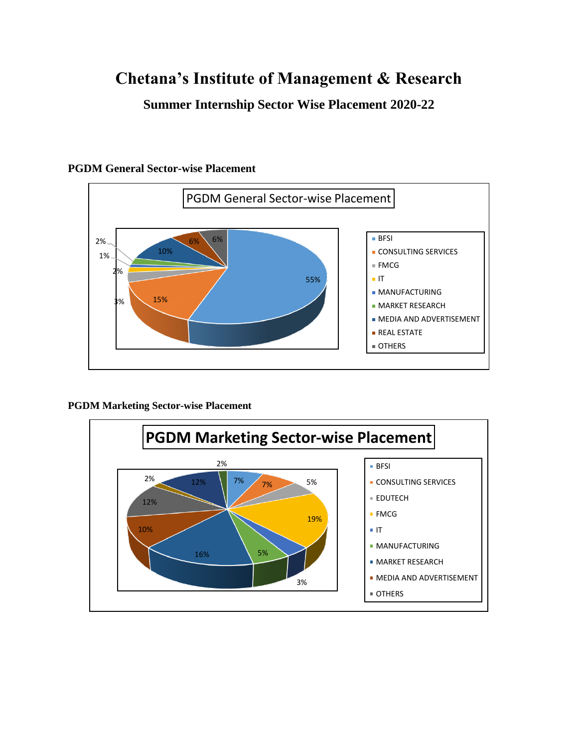# Chetana's Institute of Management & Research

## Summummer Internship Sector Wise Placement 2020-22

**PGDM General Sector-wise Placement**

PGDM General Sector-wise Placement

| Sector | Percentage |
| --- | --- |
| BFSI | 55% |
| CONSULTING SERVICES | 15% |
| FMCG | 3% |
| IT | 2% |
| MANUFACTURING | 1% |
| MARKET RESEARCH | 2% |
| MEDIA AND ADVERTISEMENT | 10% |
| REAL ESTATE | 6% |
| OTHERS | 6% |

**PGDM Marketing Sector-wise Placement**

PGDM Marketing Sector-wise Placement

| Sector | Percentage |
| --- | --- |
| BFSI | 7% |
| CONSULTING SERVICES | 7% |
| EDUTECH | 5% |
| FMCG | 19% |
| IT | 3% |
| MANUFACTURING | 5% |
| MARKET RESEARCH | 16% |
| MEDIA AND ADVERTISEMENT | 10% |
| OTHERS | 12% |
| | 2% |
| | 12% |
| | 2% |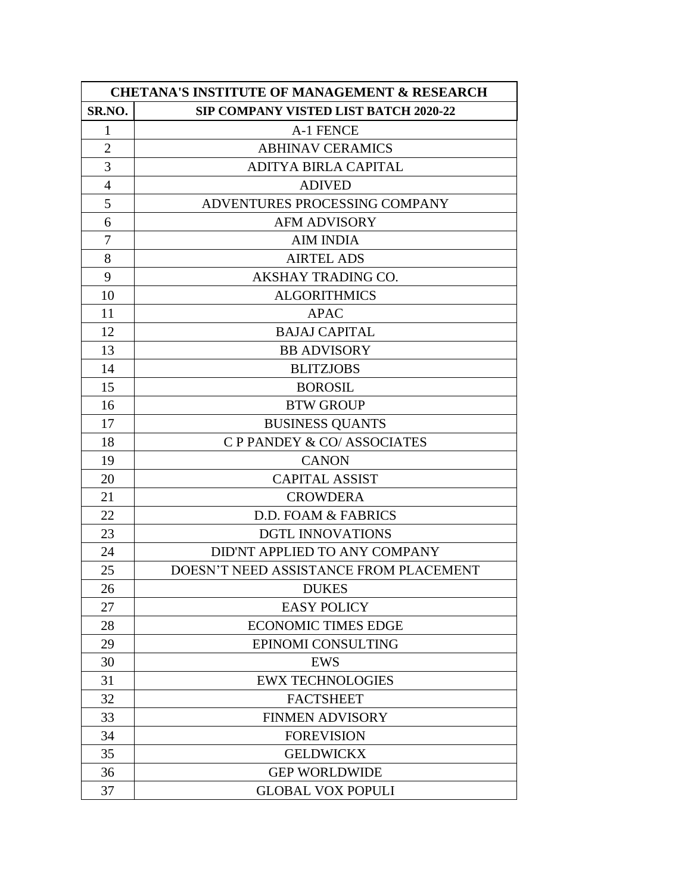| CHETANA'S INSTITUTE OF MANAGEMENT & RESEARCH | |
|---|---|
| **SR.NO.** | **SIP COMPANY VISTED LIST BATCH 2020-22** |
| 1 | A-1 FENCE |
| 2 | ABHINAV CERAMICS |
| 3 | ADITYA BIRLA CAPITAL |
| 4 | ADIVED |
| 5 | ADVENTURES PROCESSING COMPANY |
| 6 | AFM ADVISORY |
| 7 | AIM INDIA |
| 8 | AIRTEL ADS |
| 9 | AKSHAY TRADING CO. |
| 10 | ALGORITHMICS |
| 11 | APAC |
| 12 | BAJAJ CAPITAL |
| 13 | BB ADVISORY |
| 14 | BLITZJOBS |
| 15 | BOROSIL |
| 16 | BTW GROUP |
| 17 | BUSINESS QUANTS |
| 18 | C P PANDEY & CO/ ASSOCIATES |
| 19 | CANON |
| 20 | CAPITAL ASSIST |
| 21 | CROWDERA |
| 22 | D.D. FOAM & FABRICS |
| 23 | DGTL INNOVATIONS |
| 24 | DID'NT APPLIED TO ANY COMPANY |
| 25 | DOESN'T NEED ASSISTANCE FROM PLACEMENT |
| 26 | DUKES |
| 27 | EASY POLICY |
| 28 | ECONOMIC TIMES EDGE |
| 29 | EPINOMI CONSULTING |
| 30 | EWS |
| 31 | EWX TECHNOLOGIES |
| 32 | FACTSHEET |
| 33 | FINMEN ADVISORY |
| 34 | FOREVISION |
| 35 | GELDWICKX |
| 36 | GEP WORLDWIDE |
| 37 | GLOBAL VOX POPULI |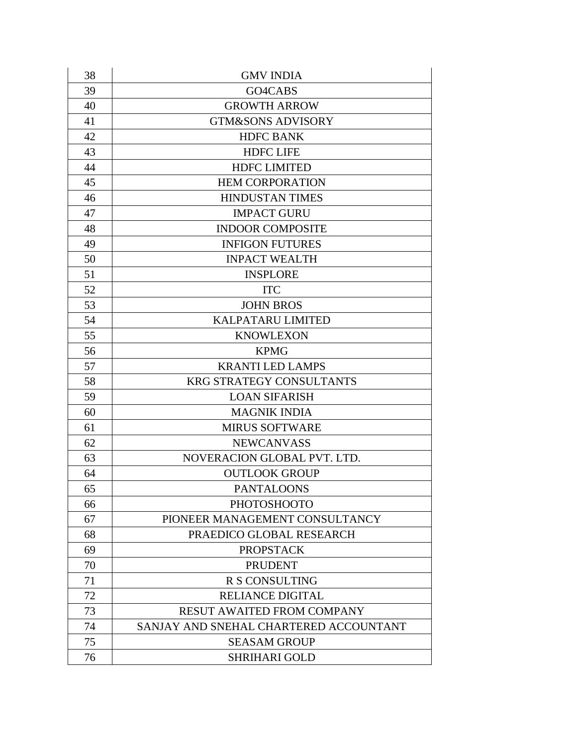| | |
|---|---|
| 38 | GMV INDIA |
| 39 | GO4CABS |
| 40 | GROWTH ARROW |
| 41 | GTM&SONS ADVISORY |
| 42 | HDFC BANK |
| 43 | HDFC LIFE |
| 44 | HDFC LIMITED |
| 45 | HEM CORPORATION |
| 46 | HINDUSTAN TIMES |
| 47 | IMPACT GURU |
| 48 | INDOOR COMPOSITE |
| 49 | INFIGON FUTURES |
| 50 | INPACT WEALTH |
| 51 | INSPLORE |
| 52 | ITC |
| 53 | JOHN BROS |
| 54 | KALPATARU LIMITED |
| 55 | KNOWLEXON |
| 56 | KPMG |
| 57 | KRANTI LED LAMPS |
| 58 | KRG STRATEGY CONSULTANTS |
| 59 | LOAN SIFARISH |
| 60 | MAGNIK INDIA |
| 61 | MIRUS SOFTWARE |
| 62 | NEWCANVASS |
| 63 | NOVERACION GLOBAL PVT. LTD. |
| 64 | OUTLOOK GROUP |
| 65 | PANTALOONS |
| 66 | PHOTOSHOOTO |
| 67 | PIONEER MANAGEMENT CONSULTANCY |
| 68 | PRAEDICO GLOBAL RESEARCH |
| 69 | PROPSTACK |
| 70 | PRUDENT |
| 71 | R S CONSULTING |
| 72 | RELIANCE DIGITAL |
| 73 | RESUT AWAITED FROM COMPANY |
| 74 | SANJAY AND SNEHAL CHARTERED ACCOUNTANT |
| 75 | SEASAM GROUP |
| 76 | SHRIHARI GOLD |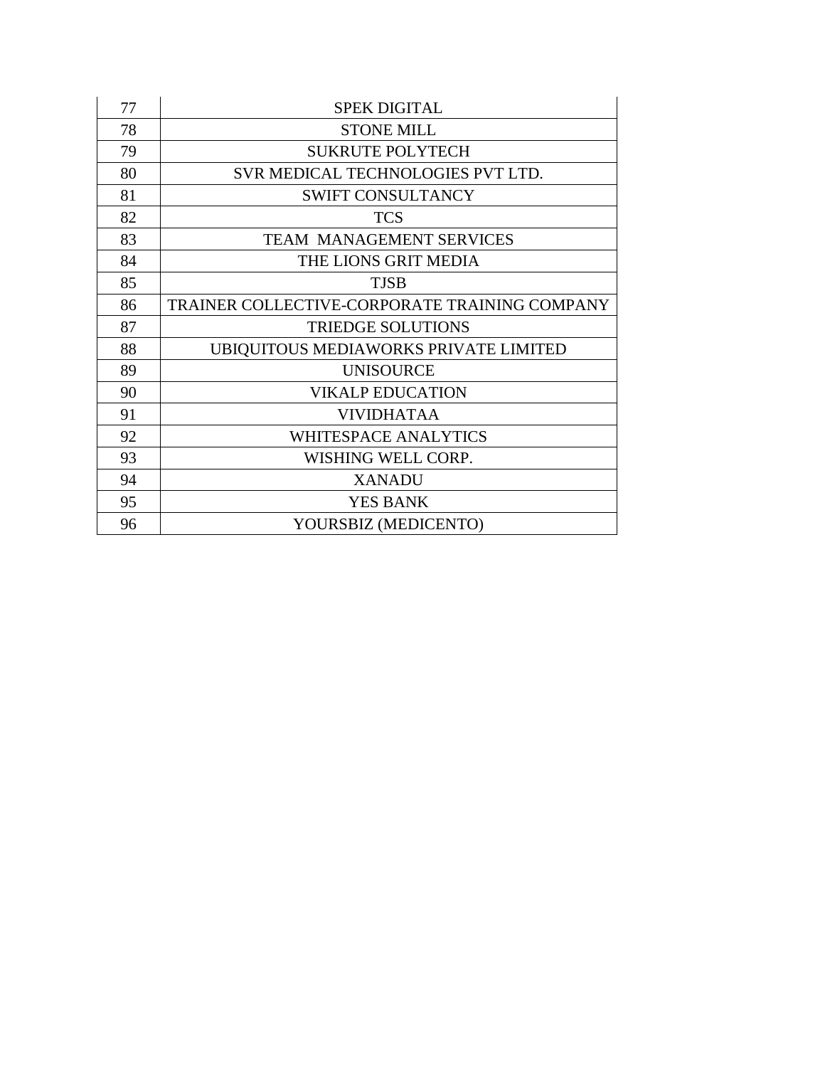| | |
|---|---|
| 77 | SPEK DIGITAL |
| 78 | STONE MILL |
| 79 | SUKRUTE POLYTECH |
| 80 | SVR MEDICAL TECHNOLOGIES PVT LTD. |
| 81 | SWIFT CONSULTANCY |
| 82 | TCS |
| 83 | TEAM  MANAGEMENT SERVICES |
| 84 | THE LIONS GRIT MEDIA |
| 85 | TJSB |
| 86 | TRAINER COLLECTIVE-CORPORATE TRAINING COMPANY |
| 87 | TRIEDGE SOLUTIONS |
| 88 | UBIQUITOUS MEDIAWORKS PRIVATE LIMITED |
| 89 | UNISOURCE |
| 90 | VIKALP EDUCATION |
| 91 | VIVIDHATAA |
| 92 | WHITESPACE ANALYTICS |
| 93 | WISHING WELL CORP. |
| 94 | XANADU |
| 95 | YES BANK |
| 96 | YOURSBIZ (MEDICENTO) |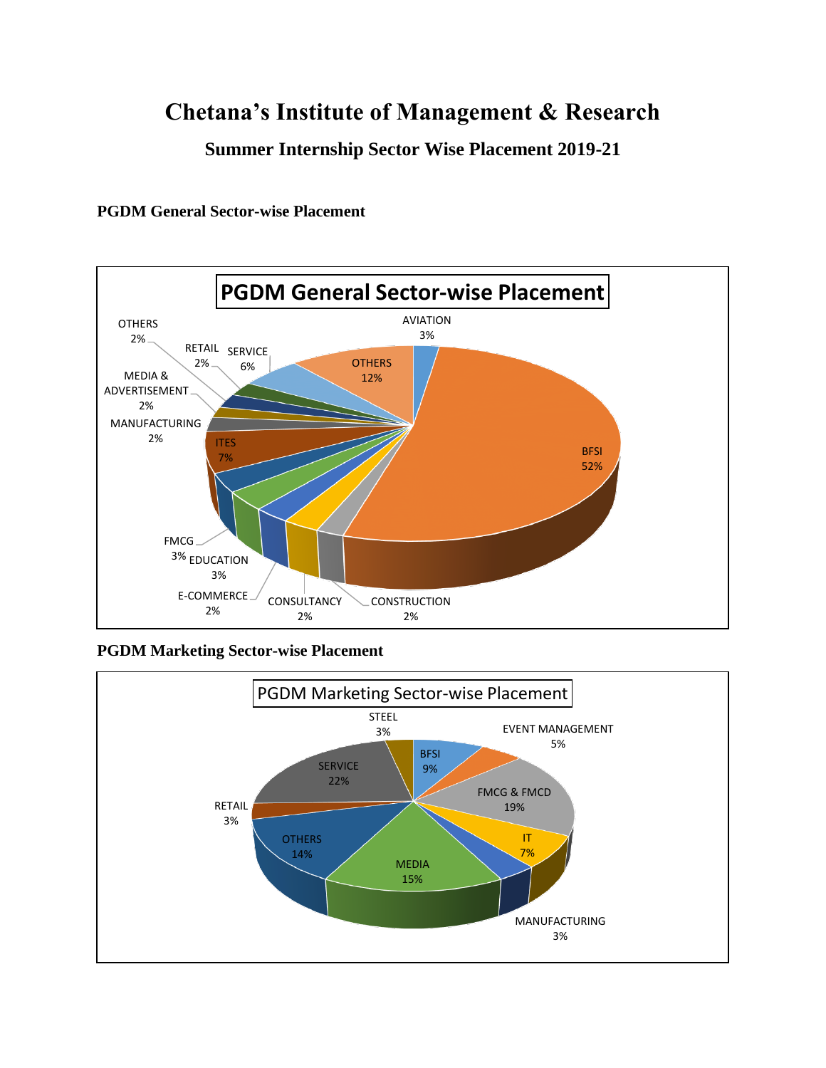# Chetana's Institute of Management & Research

## Summer Internship Sector Wise Placement 2019-21

### PGDM General Sector-wise Placement

PGDM General Sector-wise Placement

| Sector | Percentage |
|---|---|
| AVIATION | 3% |
| BFSI | 52% |
| CONSTRUCTION | 2% |
| CONSULTANCY | 2% |
| E-COMMERCE | 2% |
| EDUCATION | 3% |
| FMCG | 3% |
| ITES | 7% |
| MANUFACTURING | 2% |
| MEDIA & ADVERTISEMENT | 2% |
| OTHERS | 2% |
| RETAIL | 2% |
| SERVICE | 6% |
| OTHERS | 12% |

### PGDM Marketing Sector-wise Placement

PGDM Marketing Sector-wise Placement

| Sector | Percentage |
|---|---|
| BFSI | 9% |
| EVENT MANAGEMENT | 5% |
| FMCG & FMCD | 19% |
| IT | 7% |
| MANUFACTURING | 3% |
| MEDIA | 15% |
| OTHERS | 14% |
| RETAIL | 3% |
| SERVICE | 22% |
| STEEL | 3% |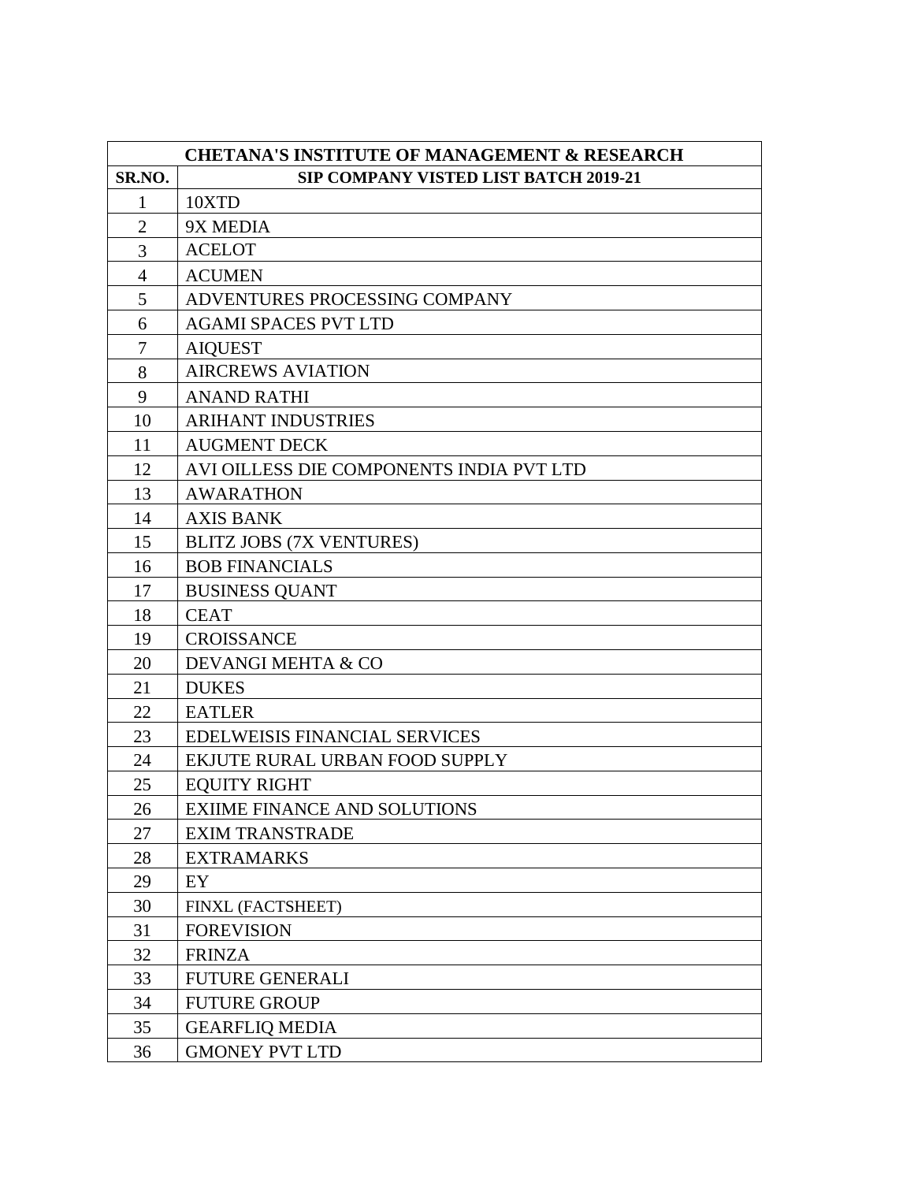| CHETANA'S INSTITUTE OF MANAGEMENT & RESEARCH | |
| --- | --- |
| **SR.NO.** | **SIP COMPANY VISTED LIST BATCH 2019-21** |
| 1 | 10XTD |
| 2 | 9X MEDIA |
| 3 | ACELOT |
| 4 | ACUMEN |
| 5 | ADVENTURES PROCESSING COMPANY |
| 6 | AGAMI SPACES PVT LTD |
| 7 | AIQUEST |
| 8 | AIRCREWS AVIATION |
| 9 | ANAND RATHI |
| 10 | ARIHANT INDUSTRIES |
| 11 | AUGMENT DECK |
| 12 | AVI OILLESS DIE COMPONENTS INDIA PVT LTD |
| 13 | AWARATHON |
| 14 | AXIS BANK |
| 15 | BLITZ JOBS (7X VENTURES) |
| 16 | BOB FINANCIALS |
| 17 | BUSINESS QUANT |
| 18 | CEAT |
| 19 | CROISSANCE |
| 20 | DEVANGI MEHTA & CO |
| 21 | DUKES |
| 22 | EATLER |
| 23 | EDELWEISIS FINANCIAL SERVICES |
| 24 | EKJUTE RURAL URBAN FOOD SUPPLY |
| 25 | EQUITY RIGHT |
| 26 | EXIIME FINANCE AND SOLUTIONS |
| 27 | EXIM TRANSTRADE |
| 28 | EXTRAMARKS |
| 29 | EY |
| 30 | FINXL (FACTSHEET) |
| 31 | FOREVISION |
| 32 | FRINZA |
| 33 | FUTURE GENERALI |
| 34 | FUTURE GROUP |
| 35 | GEARFLIQ MEDIA |
| 36 | GMONEY PVT LTD |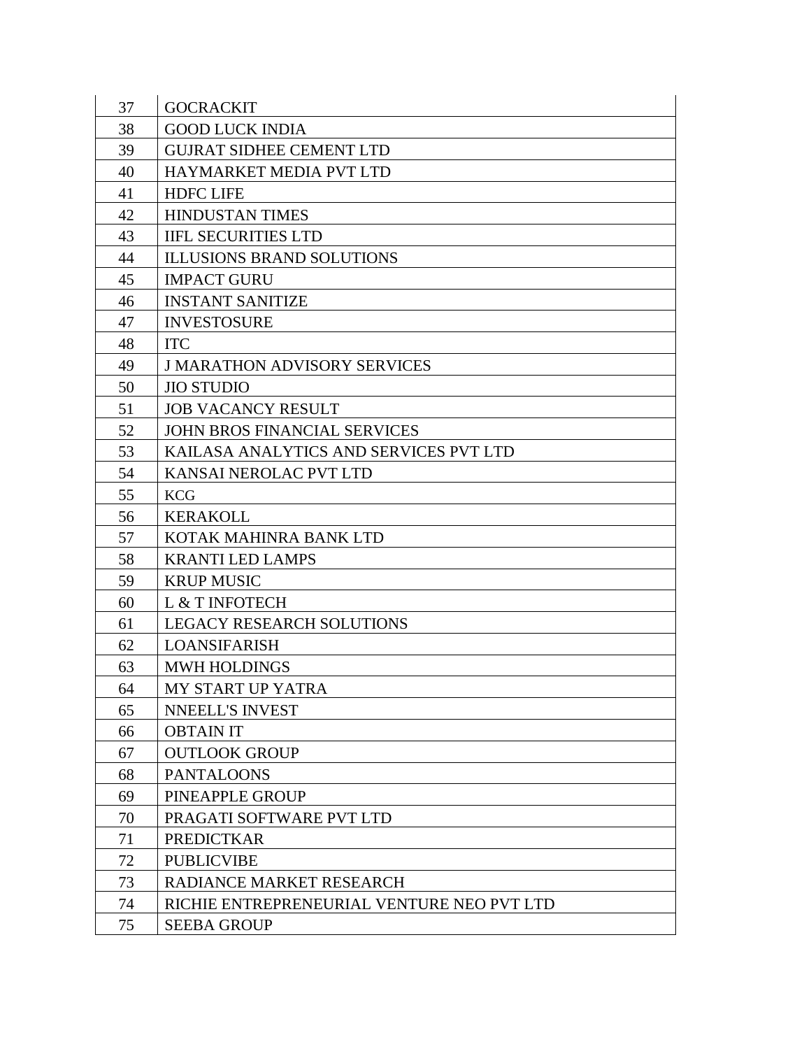| | |
|---|---|
| 37 | GOCRACKIT |
| 38 | GOOD LUCK INDIA |
| 39 | GUJRAT SIDHEE CEMENT LTD |
| 40 | HAYMARKET MEDIA PVT LTD |
| 41 | HDFC LIFE |
| 42 | HINDUSTAN TIMES |
| 43 | IIFL SECURITIES LTD |
| 44 | ILLUSIONS BRAND SOLUTIONS |
| 45 | IMPACT GURU |
| 46 | INSTANT SANITIZE |
| 47 | INVESTOSURE |
| 48 | ITC |
| 49 | J MARATHON ADVISORY SERVICES |
| 50 | JIO STUDIO |
| 51 | JOB VACANCY RESULT |
| 52 | JOHN BROS FINANCIAL SERVICES |
| 53 | KAILASA ANALYTICS AND SERVICES PVT LTD |
| 54 | KANSAI NEROLAC PVT LTD |
| 55 | KCG |
| 56 | KERAKOLL |
| 57 | KOTAK MAHINRA BANK LTD |
| 58 | KRANTI LED LAMPS |
| 59 | KRUP MUSIC |
| 60 | L & T INFOTECH |
| 61 | LEGACY RESEARCH SOLUTIONS |
| 62 | LOANSIFARISH |
| 63 | MWH HOLDINGS |
| 64 | MY START UP YATRA |
| 65 | NNEELL'S INVEST |
| 66 | OBTAIN IT |
| 67 | OUTLOOK GROUP |
| 68 | PANTALOONS |
| 69 | PINEAPPLE GROUP |
| 70 | PRAGATI SOFTWARE PVT LTD |
| 71 | PREDICTKAR |
| 72 | PUBLICVIBE |
| 73 | RADIANCE MARKET RESEARCH |
| 74 | RICHIE ENTREPRENEURIAL VENTURE NEO PVT LTD |
| 75 | SEEBA GROUP |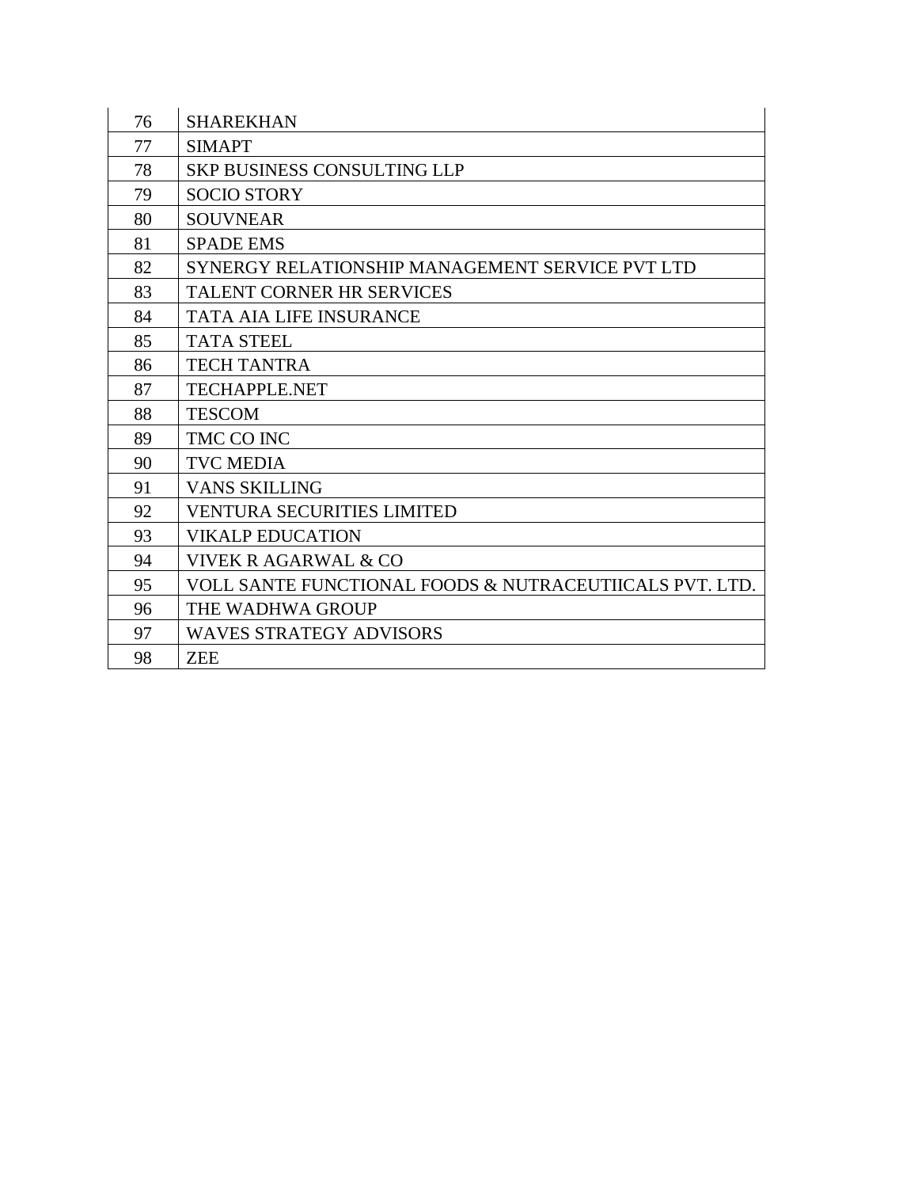| | |
|---|---|
| 76 | SHAREKHAN |
| 77 | SIMAPT |
| 78 | SKP BUSINESS CONSULTING LLP |
| 79 | SOCIO STORY |
| 80 | SOUVNEAR |
| 81 | SPADE EMS |
| 82 | SYNERGY RELATIONSHIP MANAGEMENT SERVICE PVT LTD |
| 83 | TALENT CORNER HR SERVICES |
| 84 | TATA AIA LIFE INSURANCE |
| 85 | TATA STEEL |
| 86 | TECH TANTRA |
| 87 | TECHAPPLE.NET |
| 88 | TESCOM |
| 89 | TMC CO INC |
| 90 | TVC MEDIA |
| 91 | VANS SKILLING |
| 92 | VENTURA SECURITIES LIMITED |
| 93 | VIKALP EDUCATION |
| 94 | VIVEK R AGARWAL & CO |
| 95 | VOLL SANTE FUNCTIONAL FOODS & NUTRACEUTIICALS PVT. LTD. |
| 96 | THE WADHWA GROUP |
| 97 | WAVES STRATEGY ADVISORS |
| 98 | ZEE |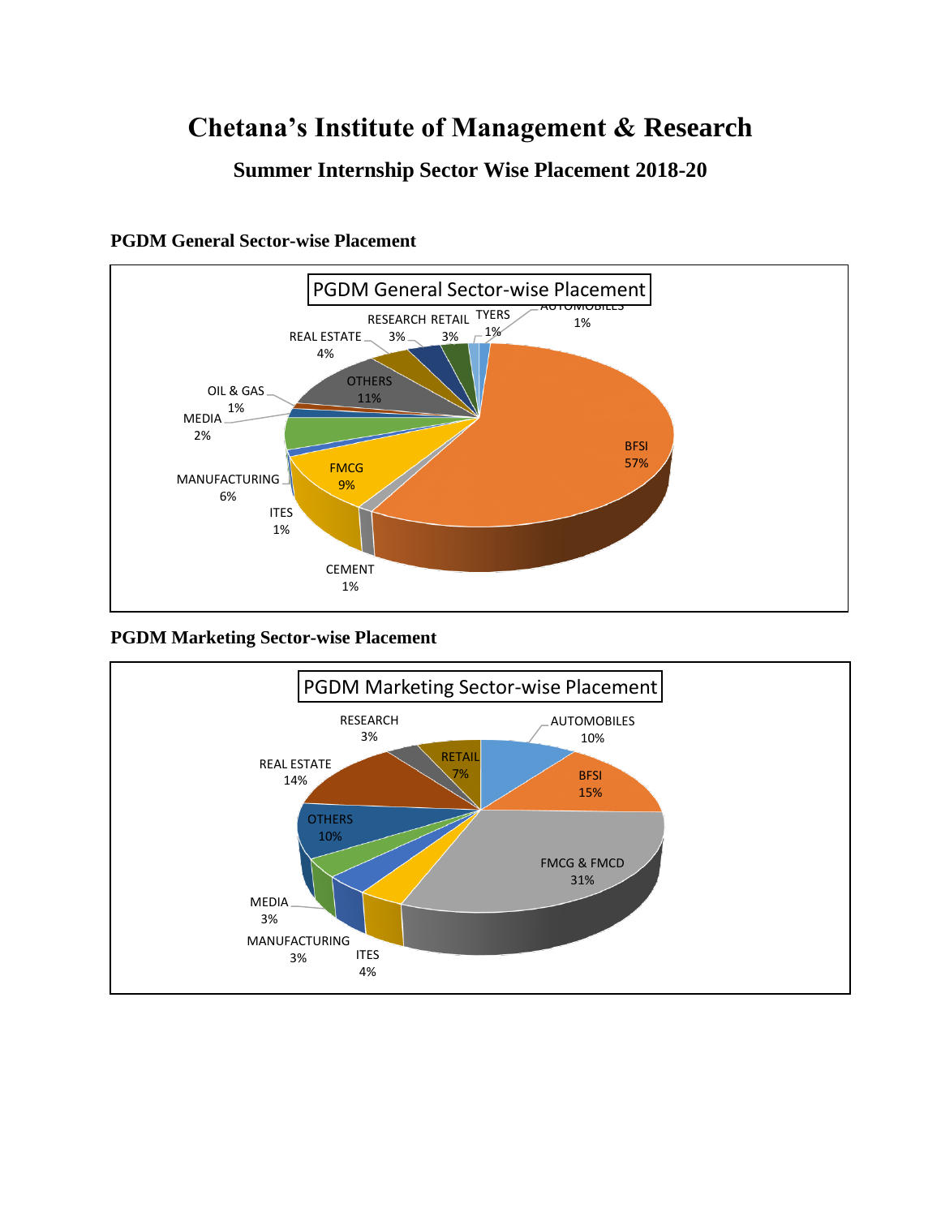# Chetana's Institute of Management & Research

## Summary Internship Sector Wise Placement 2018-20

### PGDM General Sector-wise Placement

PGDM General Sector-wise Placement

| Sector | Percentage |
|---|---|
| BFSI | 57% |
| CEMENT | 1% |
| ITES | 1% |
| FMCG | 9% |
| MANUFACTURING | 6% |
| MEDIA | 2% |
| OIL & GAS | 1% |
| OTHERS | 11% |
| REAL ESTATE | 4% |
| RESEARCH | 3% |
| RETAIL | 3% |
| TYERS | 1% |
| AUTOMOBILES | 1% |

### PGDM Marketing Sector-wise Placement

PGDM Marketing Sector-wise Placement

| Sector | Percentage |
|---|---|
| AUTOMOBILES | 10% |
| BFSI | 15% |
| FMCG & FMCD | 31% |
| ITES | 4% |
| MANUFACTURING | 3% |
| MEDIA | 3% |
| OTHERS | 10% |
| REAL ESTATE | 14% |
| RESEARCH | 3% |
| RETAIL | 7% |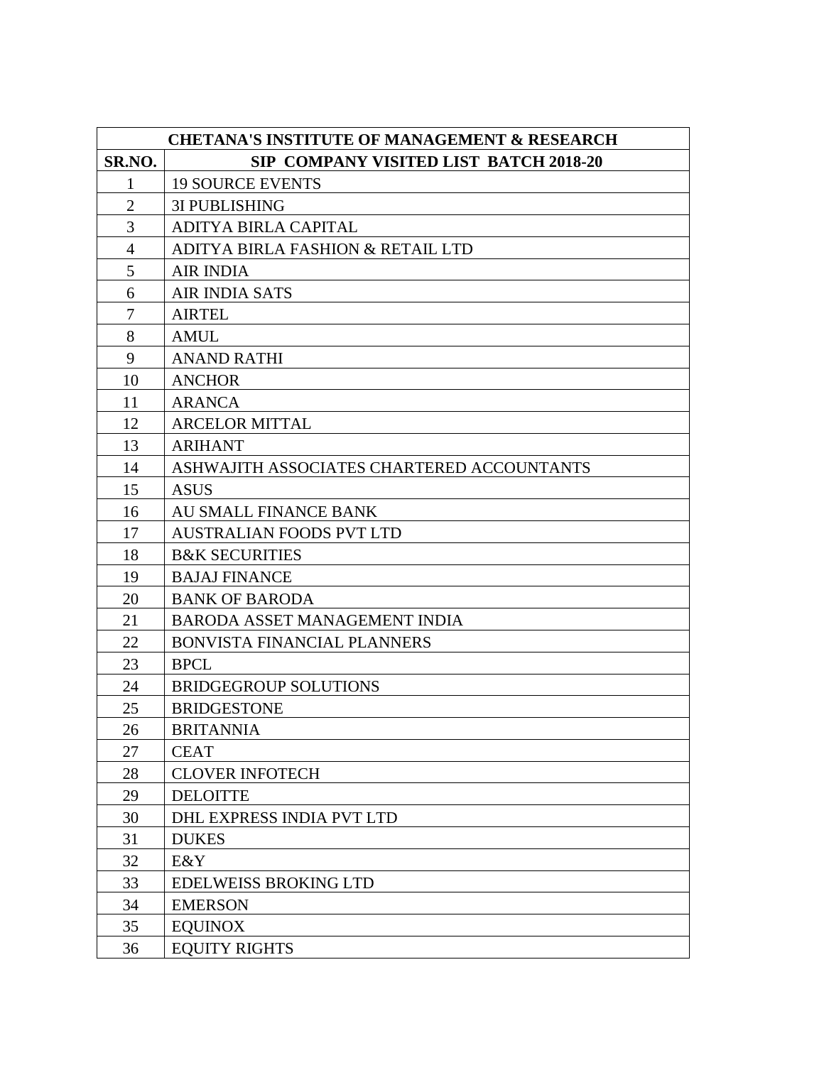| CHETANA'S INSTITUTE OF MANAGEMENT & RESEARCH | |
|---|---|
| **SR.NO.** | **SIP COMPANY VISITED LIST BATCH 2018-20** |
| 1 | 19 SOURCE EVENTS |
| 2 | 3I PUBLISHING |
| 3 | ADITYA BIRLA CAPITAL |
| 4 | ADITYA BIRLA FASHION & RETAIL LTD |
| 5 | AIR INDIA |
| 6 | AIR INDIA SATS |
| 7 | AIRTEL |
| 8 | AMUL |
| 9 | ANAND RATHI |
| 10 | ANCHOR |
| 11 | ARANCA |
| 12 | ARCELOR MITTAL |
| 13 | ARIHANT |
| 14 | ASHWAJITH ASSOCIATES CHARTERED ACCOUNTANTS |
| 15 | ASUS |
| 16 | AU SMALL FINANCE BANK |
| 17 | AUSTRALIAN FOODS PVT LTD |
| 18 | B&K SECURITIES |
| 19 | BAJAJ FINANCE |
| 20 | BANK OF BARODA |
| 21 | BARODA ASSET MANAGEMENT INDIA |
| 22 | BONVISTA FINANCIAL PLANNERS |
| 23 | BPCL |
| 24 | BRIDGEGROUP SOLUTIONS |
| 25 | BRIDGESTONE |
| 26 | BRITANNIA |
| 27 | CEAT |
| 28 | CLOVER INFOTECH |
| 29 | DELOITTE |
| 30 | DHL EXPRESS INDIA PVT LTD |
| 31 | DUKES |
| 32 | E&Y |
| 33 | EDELWEISS BROKING LTD |
| 34 | EMERSON |
| 35 | EQUINOX |
| 36 | EQUITY RIGHTS |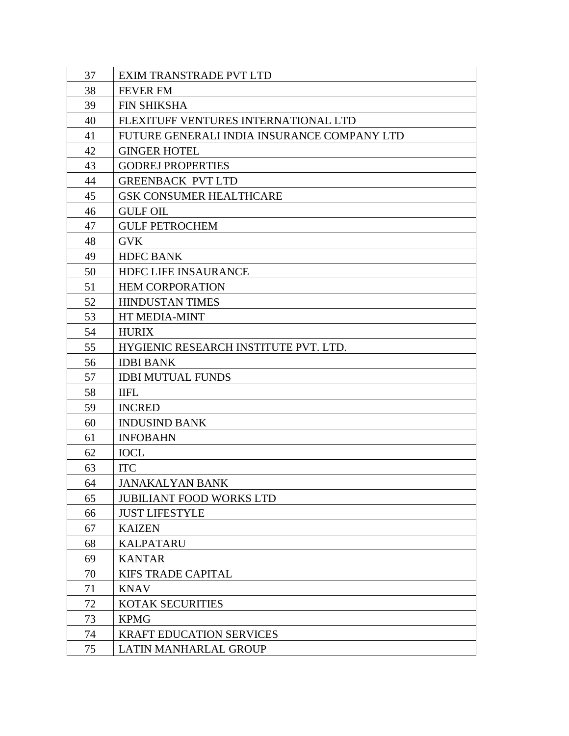| | |
|---|---|
| 37 | EXIM TRANSTRADE PVT LTD |
| 38 | FEVER FM |
| 39 | FIN SHIKSHA |
| 40 | FLEXITUFF VENTURES INTERNATIONAL LTD |
| 41 | FUTURE GENERALI INDIA INSURANCE COMPANY LTD |
| 42 | GINGER HOTEL |
| 43 | GODREJ PROPERTIES |
| 44 | GREENBACK PVT LTD |
| 45 | GSK CONSUMER HEALTHCARE |
| 46 | GULF OIL |
| 47 | GULF PETROCHEM |
| 48 | GVK |
| 49 | HDFC BANK |
| 50 | HDFC LIFE INSAURANCE |
| 51 | HEM CORPORATION |
| 52 | HINDUSTAN TIMES |
| 53 | HT MEDIA-MINT |
| 54 | HURIX |
| 55 | HYGIENIC RESEARCH INSTITUTE PVT. LTD. |
| 56 | IDBI BANK |
| 57 | IDBI MUTUAL FUNDS |
| 58 | IIFL |
| 59 | INCRED |
| 60 | INDUSIND BANK |
| 61 | INFOBAHN |
| 62 | IOCL |
| 63 | ITC |
| 64 | JANAKALYAN BANK |
| 65 | JUBILIANT FOOD WORKS LTD |
| 66 | JUST LIFESTYLE |
| 67 | KAIZEN |
| 68 | KALPATARU |
| 69 | KANTAR |
| 70 | KIFS TRADE CAPITAL |
| 71 | KNAV |
| 72 | KOTAK SECURITIES |
| 73 | KPMG |
| 74 | KRAFT EDUCATION SERVICES |
| 75 | LATIN MANHARLAL GROUP |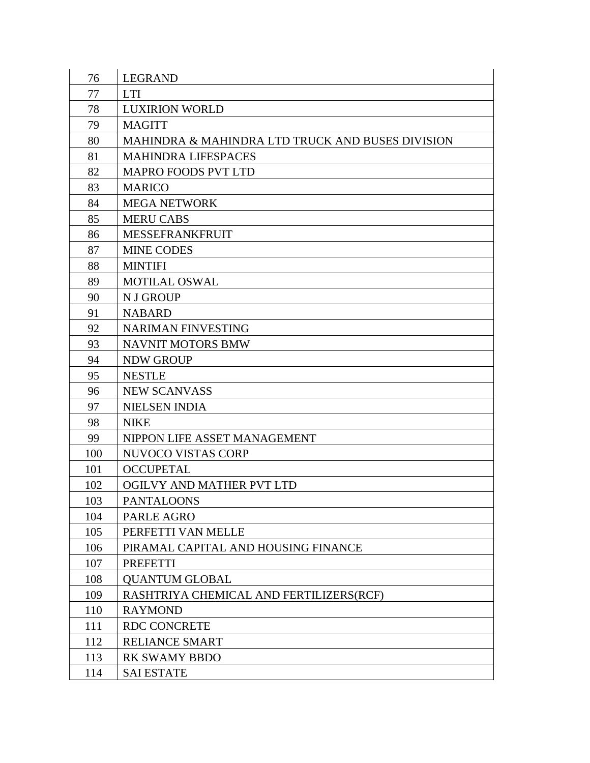| | |
|---|---|
| 76 | LEGRAND |
| 77 | LTI |
| 78 | LUXIRION WORLD |
| 79 | MAGITT |
| 80 | MAHINDRA & MAHINDRA LTD TRUCK AND BUSES DIVISION |
| 81 | MAHINDRA LIFESPACES |
| 82 | MAPRO FOODS PVT LTD |
| 83 | MARICO |
| 84 | MEGA NETWORK |
| 85 | MERU CABS |
| 86 | MESSEFRANKFRUIT |
| 87 | MINE CODES |
| 88 | MINTIFI |
| 89 | MOTILAL OSWAL |
| 90 | N J GROUP |
| 91 | NABARD |
| 92 | NARIMAN FINVESTING |
| 93 | NAVNIT MOTORS BMW |
| 94 | NDW GROUP |
| 95 | NESTLE |
| 96 | NEW SCANVASS |
| 97 | NIELSEN INDIA |
| 98 | NIKE |
| 99 | NIPPON LIFE ASSET MANAGEMENT |
| 100 | NUVOCO VISTAS CORP |
| 101 | OCCUPETAL |
| 102 | OGILVY AND MATHER PVT LTD |
| 103 | PANTALOONS |
| 104 | PARLE AGRO |
| 105 | PERFETTI VAN MELLE |
| 106 | PIRAMAL CAPITAL AND HOUSING FINANCE |
| 107 | PREFETTI |
| 108 | QUANTUM GLOBAL |
| 109 | RASHTRIYA CHEMICAL AND FERTILIZERS(RCF) |
| 110 | RAYMOND |
| 111 | RDC CONCRETE |
| 112 | RELIANCE SMART |
| 113 | RK SWAMY BBDO |
| 114 | SAI ESTATE |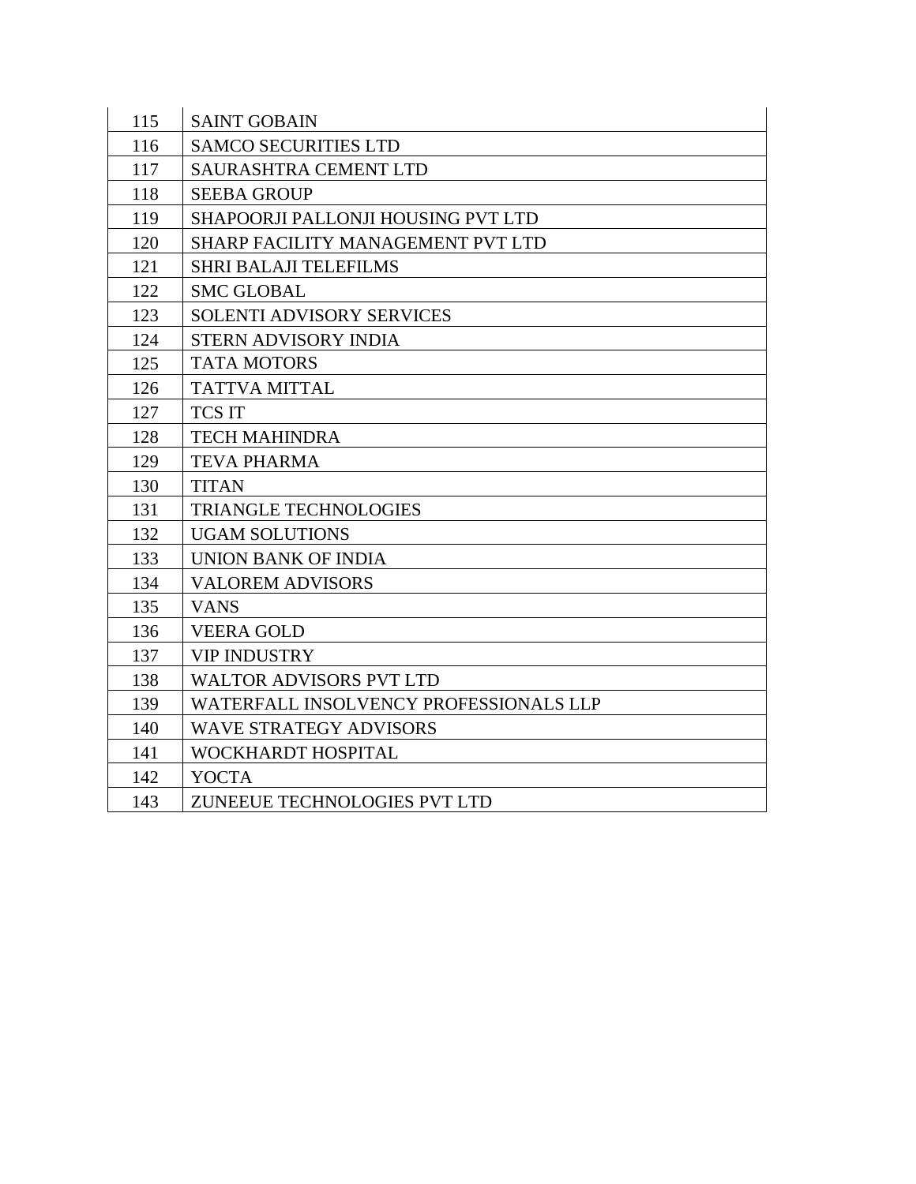| | |
|---|---|
| 115 | SAINT GOBAIN |
| 116 | SAMCO SECURITIES LTD |
| 117 | SAURASHTRA CEMENT LTD |
| 118 | SEEBA GROUP |
| 119 | SHAPOORJI PALLONJI HOUSING PVT LTD |
| 120 | SHARP FACILITY MANAGEMENT PVT LTD |
| 121 | SHRI BALAJI TELEFILMS |
| 122 | SMC GLOBAL |
| 123 | SOLENTI ADVISORY SERVICES |
| 124 | STERN ADVISORY INDIA |
| 125 | TATA MOTORS |
| 126 | TATTVA MITTAL |
| 127 | TCS IT |
| 128 | TECH MAHINDRA |
| 129 | TEVA PHARMA |
| 130 | TITAN |
| 131 | TRIANGLE TECHNOLOGIES |
| 132 | UGAM SOLUTIONS |
| 133 | UNION BANK OF INDIA |
| 134 | VALOREM ADVISORS |
| 135 | VANS |
| 136 | VEERA GOLD |
| 137 | VIP INDUSTRY |
| 138 | WALTOR ADVISORS PVT LTD |
| 139 | WATERFALL INSOLVENCY PROFESSIONALS LLP |
| 140 | WAVE STRATEGY ADVISORS |
| 141 | WOCKHARDT HOSPITAL |
| 142 | YOCTA |
| 143 | ZUNEEUE TECHNOLOGIES PVT LTD |